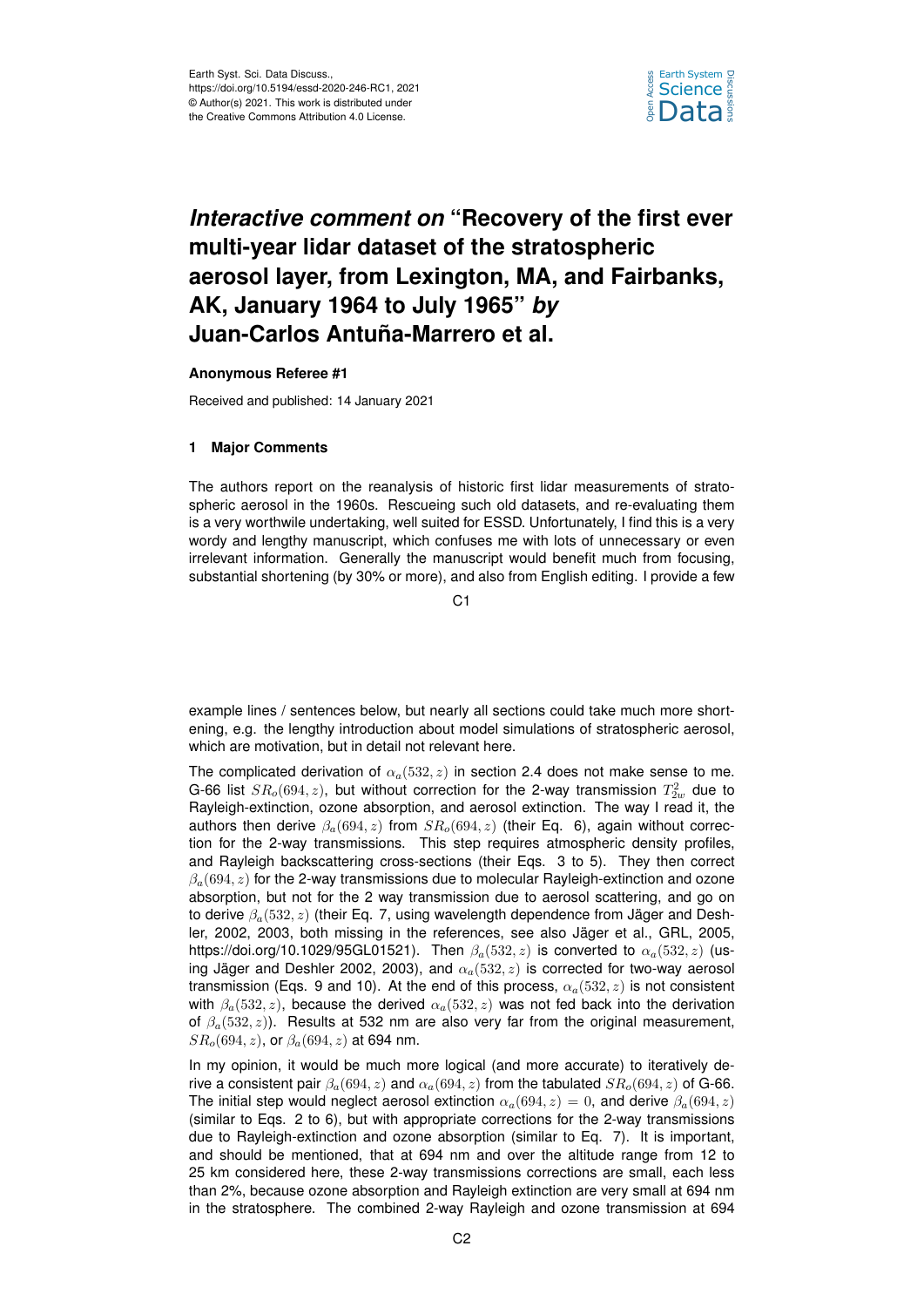Earth Syst. Sci. Data Discuss.,
https://doi.org/10.5194/essd-2020-246-RC1, 2021
© Author(s) 2021. This work is distributed under
the Creative Commons Attribution 4.0 License.

# *Interactive comment on* "Recovery of the first ever multi-year lidar dataset of the stratospheric aerosol layer, from Lexington, MA, and Fairbanks, AK, January 1964 to July 1965" *by* Juan-Carlos Antuña-Marrero et al.

**Anonymous Referee #1**

Received and published: 14 January 2021

## 1 Major Comments

The authors report on the reanalysis of historic first lidar measurements of stratospheric aerosol in the 1960s. Rescueing such old datasets, and re-evaluating them is a very worthwile undertaking, well suited for ESSD. Unfortunately, I find this is a very wordy and lengthy manuscript, which confuses me with lots of unnecessary or even irrelevant information. Generally the manuscript would benefit much from focusing, substantial shortening (by 30% or more), and also from English editing. I provide a few example lines / sentences below, but nearly all sections could take much more shortening, e.g. the lengthy introduction about model simulations of stratospheric aerosol, which are motivation, but in detail not relevant here.

The complicated derivation of $\alpha_a(532, z)$ in section 2.4 does not make sense to me. G-66 list $SR_o(694, z)$, but without correction for the 2-way transmission $T^2_{2w}$ due to Rayleigh-extinction, ozone absorption, and aerosol extinction. The way I read it, the authors then derive $\beta_a(694, z)$ from $SR_o(694, z)$ (their Eq. 6), again without correction for the 2-way transmissions. This step requires atmospheric density profiles, and Rayleigh backscattering cross-sections (their Eqs. 3 to 5). They then correct $\beta_a(694, z)$ for the 2-way transmissions due to molecular Rayleigh-extinction and ozone absorption, but not for the 2 way transmission due to aerosol scattering, and go on to derive $\beta_a(532, z)$ (their Eq. 7, using wavelength dependence from Jäger and Deshler, 2002, 2003, both missing in the references, see also Jäger et al., GRL, 2005, https://doi.org/10.1029/95GL01521). Then $\beta_a(532, z)$ is converted to $\alpha_a(532, z)$ (using Jäger and Deshler 2002, 2003), and $\alpha_a(532, z)$ is corrected for two-way aerosol transmission (Eqs. 9 and 10). At the end of this process, $\alpha_a(532, z)$ is not consistent with $\beta_a(532, z)$, because the derived $\alpha_a(532, z)$ was not fed back into the derivation of $\beta_a(532, z)$). Results at 532 nm are also very far from the original measurement, $SR_o(694, z)$, or $\beta_a(694, z)$ at 694 nm.

In my opinion, it would be much more logical (and more accurate) to iteratively derive a consistent pair $\beta_a(694, z)$ and $\alpha_a(694, z)$ from the tabulated $SR_o(694, z)$ of G-66. The initial step would neglect aerosol extinction $\alpha_a(694, z) = 0$, and derive $\beta_a(694, z)$ (similar to Eqs. 2 to 6), but with appropriate corrections for the 2-way transmissions due to Rayleigh-extinction and ozone absorption (similar to Eq. 7). It is important, and should be mentioned, that at 694 nm and over the altitude range from 12 to 25 km considered here, these 2-way transmissions corrections are small, each less than 2%, because ozone absorption and Rayleigh extinction are very small at 694 nm in the stratosphere. The combined 2-way Rayleigh and ozone transmission at 694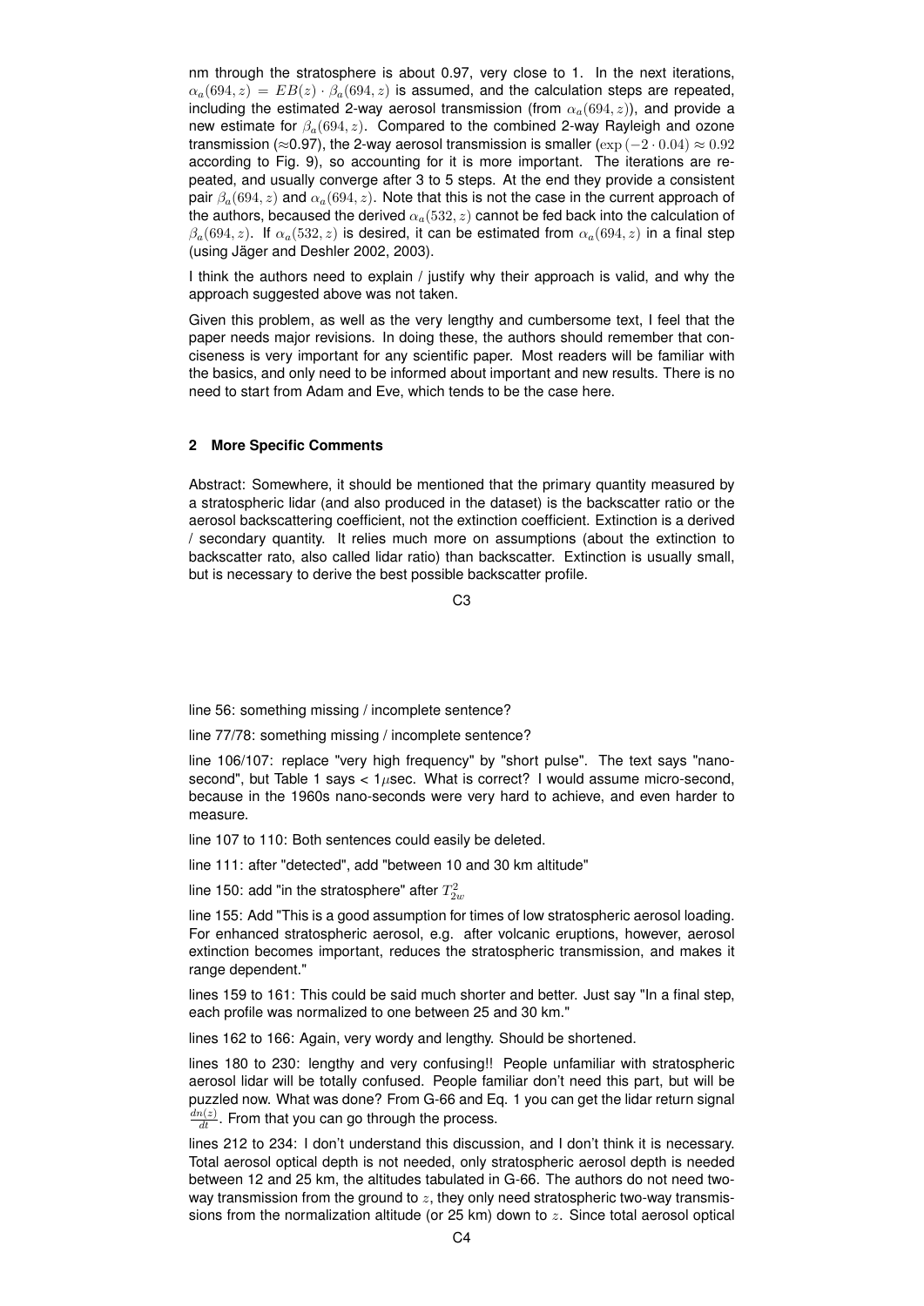nm through the stratosphere is about 0.97, very close to 1. In the next iterations, $\alpha_a(694, z) = EB(z) \cdot \beta_a(694, z)$ is assumed, and the calculation steps are repeated, including the estimated 2-way aerosol transmission (from $\alpha_a(694, z)$), and provide a new estimate for $\beta_a(694, z)$. Compared to the combined 2-way Rayleigh and ozone transmission (≈0.97), the 2-way aerosol transmission is smaller ($\exp(-2 \cdot 0.04) \approx 0.92$ according to Fig. 9), so accounting for it is more important. The iterations are repeated, and usually converge after 3 to 5 steps. At the end they provide a consistent pair $\beta_a(694, z)$ and $\alpha_a(694, z)$. Note that this is not the case in the current approach of the authors, becaused the derived $\alpha_a(532, z)$ cannot be fed back into the calculation of $\beta_a(694, z)$. If $\alpha_a(532, z)$ is desired, it can be estimated from $\alpha_a(694, z)$ in a final step (using Jäger and Deshler 2002, 2003).

I think the authors need to explain / justify why their approach is valid, and why the approach suggested above was not taken.

Given this problem, as well as the very lengthy and cumbersome text, I feel that the paper needs major revisions. In doing these, the authors should remember that conciseness is very important for any scientific paper. Most readers will be familiar with the basics, and only need to be informed about important and new results. There is no need to start from Adam and Eve, which tends to be the case here.

## 2 More Specific Comments

Abstract: Somewhere, it should be mentioned that the primary quantity measured by a stratospheric lidar (and also produced in the dataset) is the backscatter ratio or the aerosol backscattering coefficient, not the extinction coefficient. Extinction is a derived / secondary quantity. It relies much more on assumptions (about the extinction to backscatter rato, also called lidar ratio) than backscatter. Extinction is usually small, but is necessary to derive the best possible backscatter profile.

line 56: something missing / incomplete sentence?

line 77/78: something missing / incomplete sentence?

line 106/107: replace "very high frequency" by "short pulse". The text says "nanosecond", but Table 1 says < 1$\mu$sec. What is correct? I would assume micro-second, because in the 1960s nano-seconds were very hard to achieve, and even harder to measure.

line 107 to 110: Both sentences could easily be deleted.

line 111: after "detected", add "between 10 and 30 km altitude"

line 150: add "in the stratosphere" after $T_{2w}^2$

line 155: Add "This is a good assumption for times of low stratospheric aerosol loading. For enhanced stratospheric aerosol, e.g. after volcanic eruptions, however, aerosol extinction becomes important, reduces the stratospheric transmission, and makes it range dependent."

lines 159 to 161: This could be said much shorter and better. Just say "In a final step, each profile was normalized to one between 25 and 30 km."

lines 162 to 166: Again, very wordy and lengthy. Should be shortened.

lines 180 to 230: lengthy and very confusing!! People unfamiliar with stratospheric aerosol lidar will be totally confused. People familiar don't need this part, but will be puzzled now. What was done? From G-66 and Eq. 1 you can get the lidar return signal $\frac{dn(z)}{dt}$. From that you can go through the process.

lines 212 to 234: I don't understand this discussion, and I don't think it is necessary. Total aerosol optical depth is not needed, only stratospheric aerosol depth is needed between 12 and 25 km, the altitudes tabulated in G-66. The authors do not need two-way transmission from the ground to $z$, they only need stratospheric two-way transmissions from the normalization altitude (or 25 km) down to $z$. Since total aerosol optical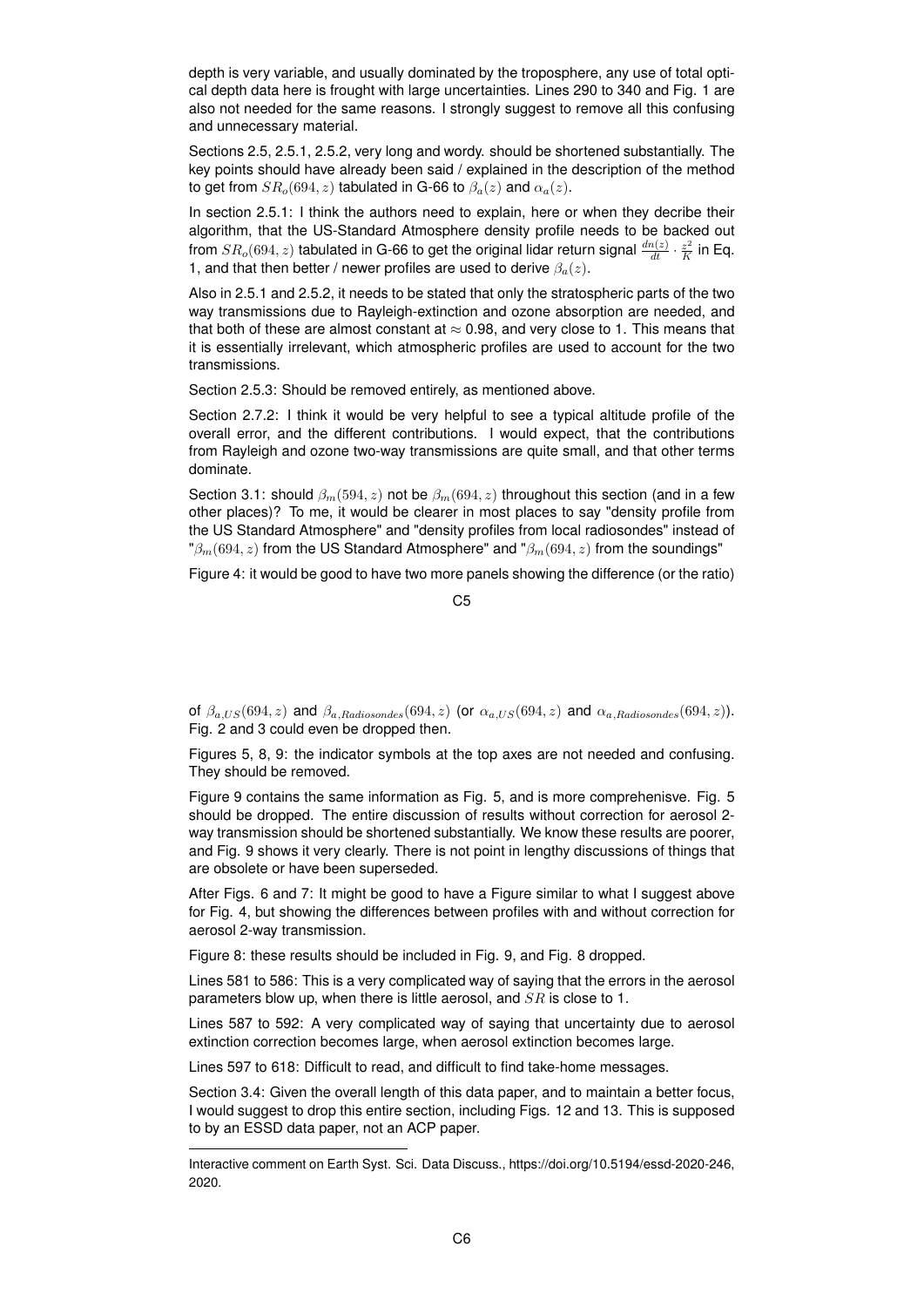depth is very variable, and usually dominated by the troposphere, any use of total optical depth data here is frought with large uncertainties. Lines 290 to 340 and Fig. 1 are also not needed for the same reasons. I strongly suggest to remove all this confusing and unnecessary material.

Sections 2.5, 2.5.1, 2.5.2, very long and wordy. should be shortened substantially. The key points should have already been said / explained in the description of the method to get from $SR_o(694, z)$ tabulated in G-66 to $\beta_a(z)$ and $\alpha_a(z)$.

In section 2.5.1: I think the authors need to explain, here or when they decribe their algorithm, that the US-Standard Atmosphere density profile needs to be backed out from $SR_o(694, z)$ tabulated in G-66 to get the original lidar return signal $\frac{dn(z)}{dt} \cdot \frac{z^2}{K}$ in Eq. 1, and that then better / newer profiles are used to derive $\beta_a(z)$.

Also in 2.5.1 and 2.5.2, it needs to be stated that only the stratospheric parts of the two way transmissions due to Rayleigh-extinction and ozone absorption are needed, and that both of these are almost constant at $\approx 0.98$, and very close to 1. This means that it is essentially irrelevant, which atmospheric profiles are used to account for the two transmissions.

Section 2.5.3: Should be removed entirely, as mentioned above.

Section 2.7.2: I think it would be very helpful to see a typical altitude profile of the overall error, and the different contributions. I would expect, that the contributions from Rayleigh and ozone two-way transmissions are quite small, and that other terms dominate.

Section 3.1: should $\beta_m(594, z)$ not be $\beta_m(694, z)$ throughout this section (and in a few other places)? To me, it would be clearer in most places to say "density profile from the US Standard Atmosphere" and "density profiles from local radiosondes" instead of "$\beta_m(694, z)$ from the US Standard Atmosphere" and "$\beta_m(694, z)$ from the soundings"

Figure 4: it would be good to have two more panels showing the difference (or the ratio) of $\beta_{a,US}(694, z)$ and $\beta_{a,Radiosondes}(694, z)$ (or $\alpha_{a,US}(694, z)$ and $\alpha_{a,Radiosondes}(694, z)$). Fig. 2 and 3 could even be dropped then.

Figures 5, 8, 9: the indicator symbols at the top axes are not needed and confusing. They should be removed.

Figure 9 contains the same information as Fig. 5, and is more comprehenisve. Fig. 5 should be dropped. The entire discussion of results without correction for aerosol 2-way transmission should be shortened substantially. We know these results are poorer, and Fig. 9 shows it very clearly. There is not point in lengthy discussions of things that are obsolete or have been superseded.

After Figs. 6 and 7: It might be good to have a Figure similar to what I suggest above for Fig. 4, but showing the differences between profiles with and without correction for aerosol 2-way transmission.

Figure 8: these results should be included in Fig. 9, and Fig. 8 dropped.

Lines 581 to 586: This is a very complicated way of saying that the errors in the aerosol parameters blow up, when there is little aerosol, and $SR$ is close to 1.

Lines 587 to 592: A very complicated way of saying that uncertainty due to aerosol extinction correction becomes large, when aerosol extinction becomes large.

Lines 597 to 618: Difficult to read, and difficult to find take-home messages.

Section 3.4: Given the overall length of this data paper, and to maintain a better focus, I would suggest to drop this entire section, including Figs. 12 and 13. This is supposed to by an ESSD data paper, not an ACP paper.

---

Interactive comment on Earth Syst. Sci. Data Discuss., https://doi.org/10.5194/essd-2020-246, 2020.